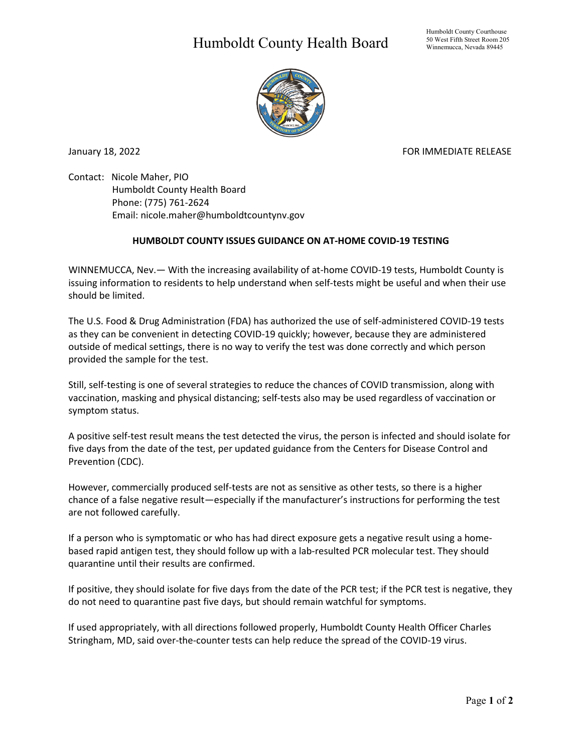# Humboldt County Health Board

Humboldt County Courthouse
50 West Fifth Street Room 205
Winnemucca, Nevada 89445

January 18, 2022

FOR IMMEDIATE RELEASE

Contact: Nicole Maher, PIO
Humboldt County Health Board
Phone: (775) 761-2624
Email: nicole.maher@humboldtcountynv.gov

**HUMBOLDT COUNTY ISSUES GUIDANCE ON AT-HOME COVID-19 TESTING**

WINNEMUCCA, Nev.— With the increasing availability of at-home COVID-19 tests, Humboldt County is issuing information to residents to help understand when self-tests might be useful and when their use should be limited.

The U.S. Food & Drug Administration (FDA) has authorized the use of self-administered COVID-19 tests as they can be convenient in detecting COVID-19 quickly; however, because they are administered outside of medical settings, there is no way to verify the test was done correctly and which person provided the sample for the test.

Still, self-testing is one of several strategies to reduce the chances of COVID transmission, along with vaccination, masking and physical distancing; self-tests also may be used regardless of vaccination or symptom status.

A positive self-test result means the test detected the virus, the person is infected and should isolate for five days from the date of the test, per updated guidance from the Centers for Disease Control and Prevention (CDC).

However, commercially produced self-tests are not as sensitive as other tests, so there is a higher chance of a false negative result—especially if the manufacturer's instructions for performing the test are not followed carefully.

If a person who is symptomatic or who has had direct exposure gets a negative result using a home-based rapid antigen test, they should follow up with a lab-resulted PCR molecular test. They should quarantine until their results are confirmed.

If positive, they should isolate for five days from the date of the PCR test; if the PCR test is negative, they do not need to quarantine past five days, but should remain watchful for symptoms.

If used appropriately, with all directions followed properly, Humboldt County Health Officer Charles Stringham, MD, said over-the-counter tests can help reduce the spread of the COVID-19 virus.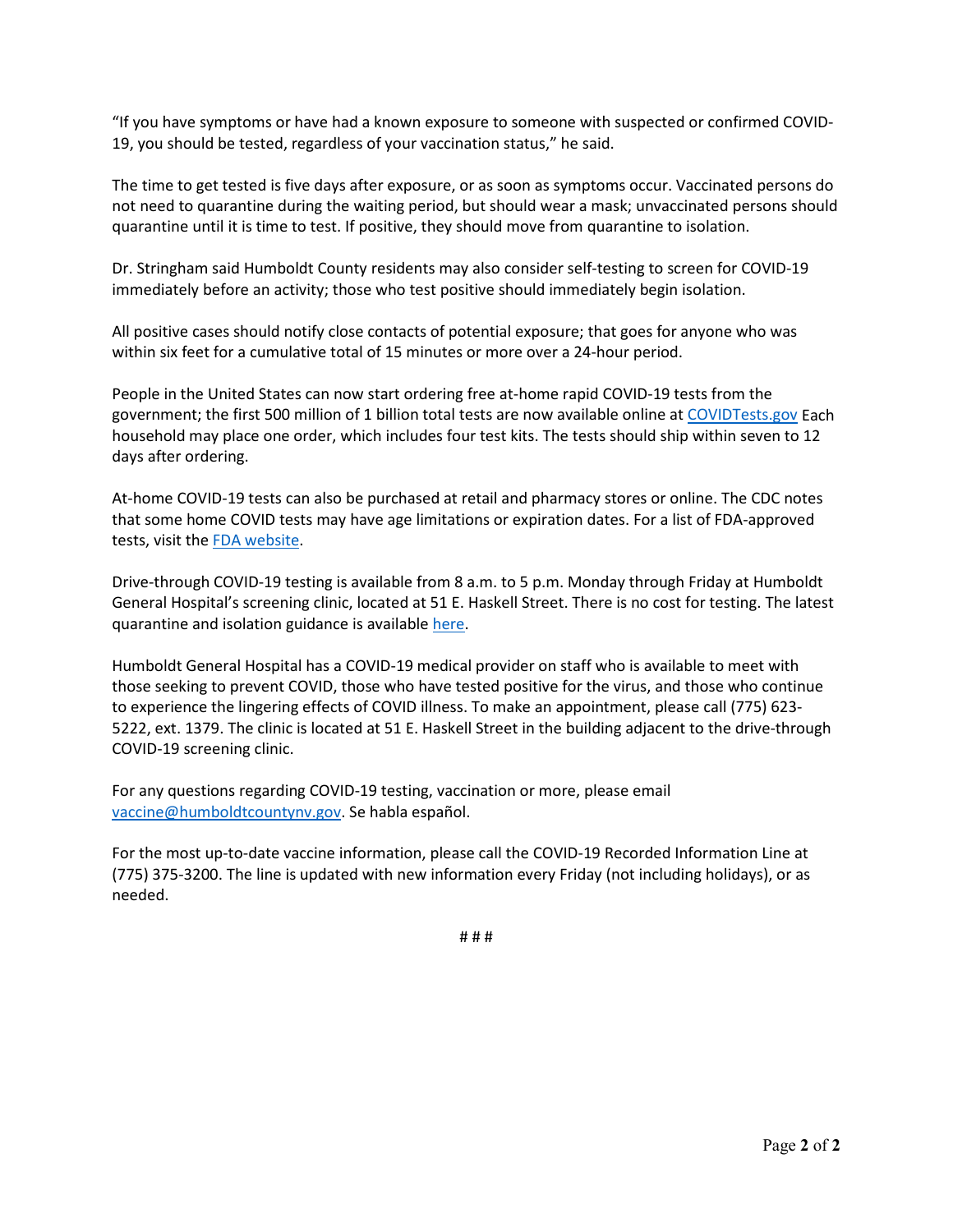"If you have symptoms or have had a known exposure to someone with suspected or confirmed COVID-19, you should be tested, regardless of your vaccination status," he said.

The time to get tested is five days after exposure, or as soon as symptoms occur. Vaccinated persons do not need to quarantine during the waiting period, but should wear a mask; unvaccinated persons should quarantine until it is time to test. If positive, they should move from quarantine to isolation.

Dr. Stringham said Humboldt County residents may also consider self-testing to screen for COVID-19 immediately before an activity; those who test positive should immediately begin isolation.

All positive cases should notify close contacts of potential exposure; that goes for anyone who was within six feet for a cumulative total of 15 minutes or more over a 24-hour period.

People in the United States can now start ordering free at-home rapid COVID-19 tests from the government; the first 500 million of 1 billion total tests are now available online at [COVIDTests.gov](COVIDTests.gov) Each household may place one order, which includes four test kits. The tests should ship within seven to 12 days after ordering.

At-home COVID-19 tests can also be purchased at retail and pharmacy stores or online. The CDC notes that some home COVID tests may have age limitations or expiration dates. For a list of FDA-approved tests, visit the FDA website.

Drive-through COVID-19 testing is available from 8 a.m. to 5 p.m. Monday through Friday at Humboldt General Hospital's screening clinic, located at 51 E. Haskell Street. There is no cost for testing. The latest quarantine and isolation guidance is available here.

Humboldt General Hospital has a COVID-19 medical provider on staff who is available to meet with those seeking to prevent COVID, those who have tested positive for the virus, and those who continue to experience the lingering effects of COVID illness. To make an appointment, please call (775) 623-5222, ext. 1379. The clinic is located at 51 E. Haskell Street in the building adjacent to the drive-through COVID-19 screening clinic.

For any questions regarding COVID-19 testing, vaccination or more, please email vaccine@humboldtcountynv.gov. Se habla español.

For the most up-to-date vaccine information, please call the COVID-19 Recorded Information Line at (775) 375-3200. The line is updated with new information every Friday (not including holidays), or as needed.

# # #